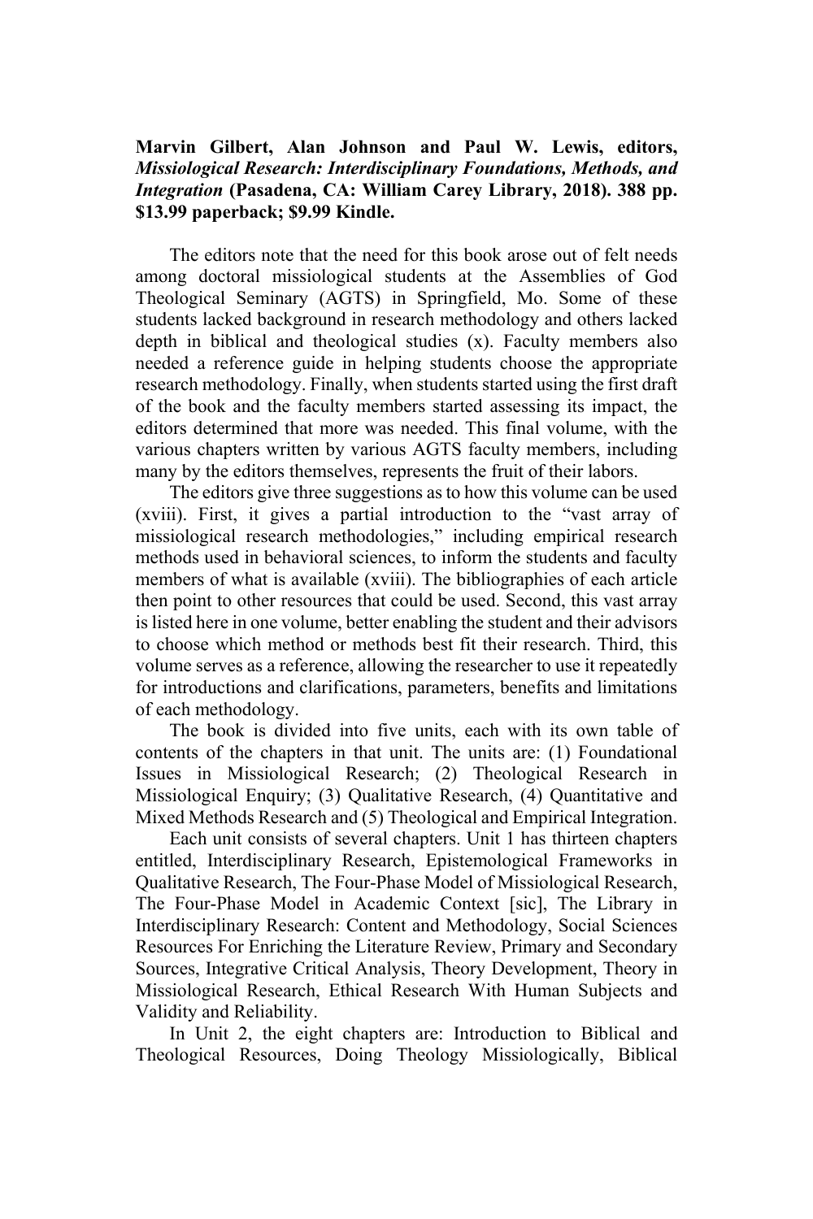**Marvin Gilbert, Alan Johnson and Paul W. Lewis, editors, *Missiological Research: Interdisciplinary Foundations, Methods, and Integration* (Pasadena, CA: William Carey Library, 2018). 388 pp. $13.99 paperback; $9.99 Kindle.**

The editors note that the need for this book arose out of felt needs among doctoral missiological students at the Assemblies of God Theological Seminary (AGTS) in Springfield, Mo. Some of these students lacked background in research methodology and others lacked depth in biblical and theological studies (x). Faculty members also needed a reference guide in helping students choose the appropriate research methodology. Finally, when students started using the first draft of the book and the faculty members started assessing its impact, the editors determined that more was needed. This final volume, with the various chapters written by various AGTS faculty members, including many by the editors themselves, represents the fruit of their labors.

The editors give three suggestions as to how this volume can be used (xviii). First, it gives a partial introduction to the "vast array of missiological research methodologies," including empirical research methods used in behavioral sciences, to inform the students and faculty members of what is available (xviii). The bibliographies of each article then point to other resources that could be used. Second, this vast array is listed here in one volume, better enabling the student and their advisors to choose which method or methods best fit their research. Third, this volume serves as a reference, allowing the researcher to use it repeatedly for introductions and clarifications, parameters, benefits and limitations of each methodology.

The book is divided into five units, each with its own table of contents of the chapters in that unit. The units are: (1) Foundational Issues in Missiological Research; (2) Theological Research in Missiological Enquiry; (3) Qualitative Research, (4) Quantitative and Mixed Methods Research and (5) Theological and Empirical Integration.

Each unit consists of several chapters. Unit 1 has thirteen chapters entitled, Interdisciplinary Research, Epistemological Frameworks in Qualitative Research, The Four-Phase Model of Missiological Research, The Four-Phase Model in Academic Context [sic], The Library in Interdisciplinary Research: Content and Methodology, Social Sciences Resources For Enriching the Literature Review, Primary and Secondary Sources, Integrative Critical Analysis, Theory Development, Theory in Missiological Research, Ethical Research With Human Subjects and Validity and Reliability.

In Unit 2, the eight chapters are: Introduction to Biblical and Theological Resources, Doing Theology Missiologically, Biblical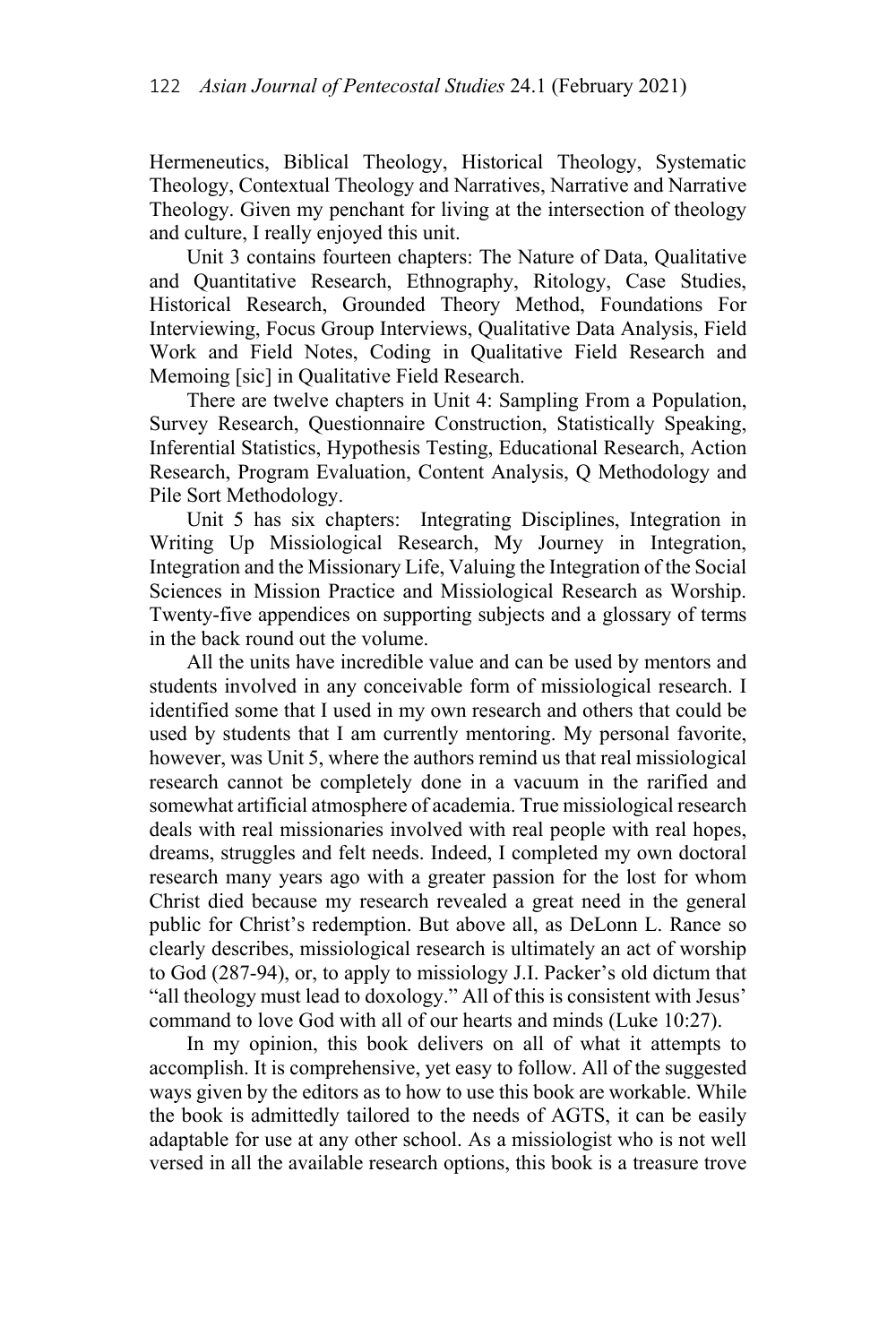Hermeneutics, Biblical Theology, Historical Theology, Systematic Theology, Contextual Theology and Narratives, Narrative and Narrative Theology. Given my penchant for living at the intersection of theology and culture, I really enjoyed this unit.

Unit 3 contains fourteen chapters: The Nature of Data, Qualitative and Quantitative Research, Ethnography, Ritology, Case Studies, Historical Research, Grounded Theory Method, Foundations For Interviewing, Focus Group Interviews, Qualitative Data Analysis, Field Work and Field Notes, Coding in Qualitative Field Research and Memoing [sic] in Qualitative Field Research.

There are twelve chapters in Unit 4: Sampling From a Population, Survey Research, Questionnaire Construction, Statistically Speaking, Inferential Statistics, Hypothesis Testing, Educational Research, Action Research, Program Evaluation, Content Analysis, Q Methodology and Pile Sort Methodology.

Unit 5 has six chapters: Integrating Disciplines, Integration in Writing Up Missiological Research, My Journey in Integration, Integration and the Missionary Life, Valuing the Integration of the Social Sciences in Mission Practice and Missiological Research as Worship. Twenty-five appendices on supporting subjects and a glossary of terms in the back round out the volume.

All the units have incredible value and can be used by mentors and students involved in any conceivable form of missiological research. I identified some that I used in my own research and others that could be used by students that I am currently mentoring. My personal favorite, however, was Unit 5, where the authors remind us that real missiological research cannot be completely done in a vacuum in the rarified and somewhat artificial atmosphere of academia. True missiological research deals with real missionaries involved with real people with real hopes, dreams, struggles and felt needs. Indeed, I completed my own doctoral research many years ago with a greater passion for the lost for whom Christ died because my research revealed a great need in the general public for Christ's redemption. But above all, as DeLonn L. Rance so clearly describes, missiological research is ultimately an act of worship to God (287-94), or, to apply to missiology J.I. Packer's old dictum that "all theology must lead to doxology." All of this is consistent with Jesus' command to love God with all of our hearts and minds (Luke 10:27).

In my opinion, this book delivers on all of what it attempts to accomplish. It is comprehensive, yet easy to follow. All of the suggested ways given by the editors as to how to use this book are workable. While the book is admittedly tailored to the needs of AGTS, it can be easily adaptable for use at any other school. As a missiologist who is not well versed in all the available research options, this book is a treasure trove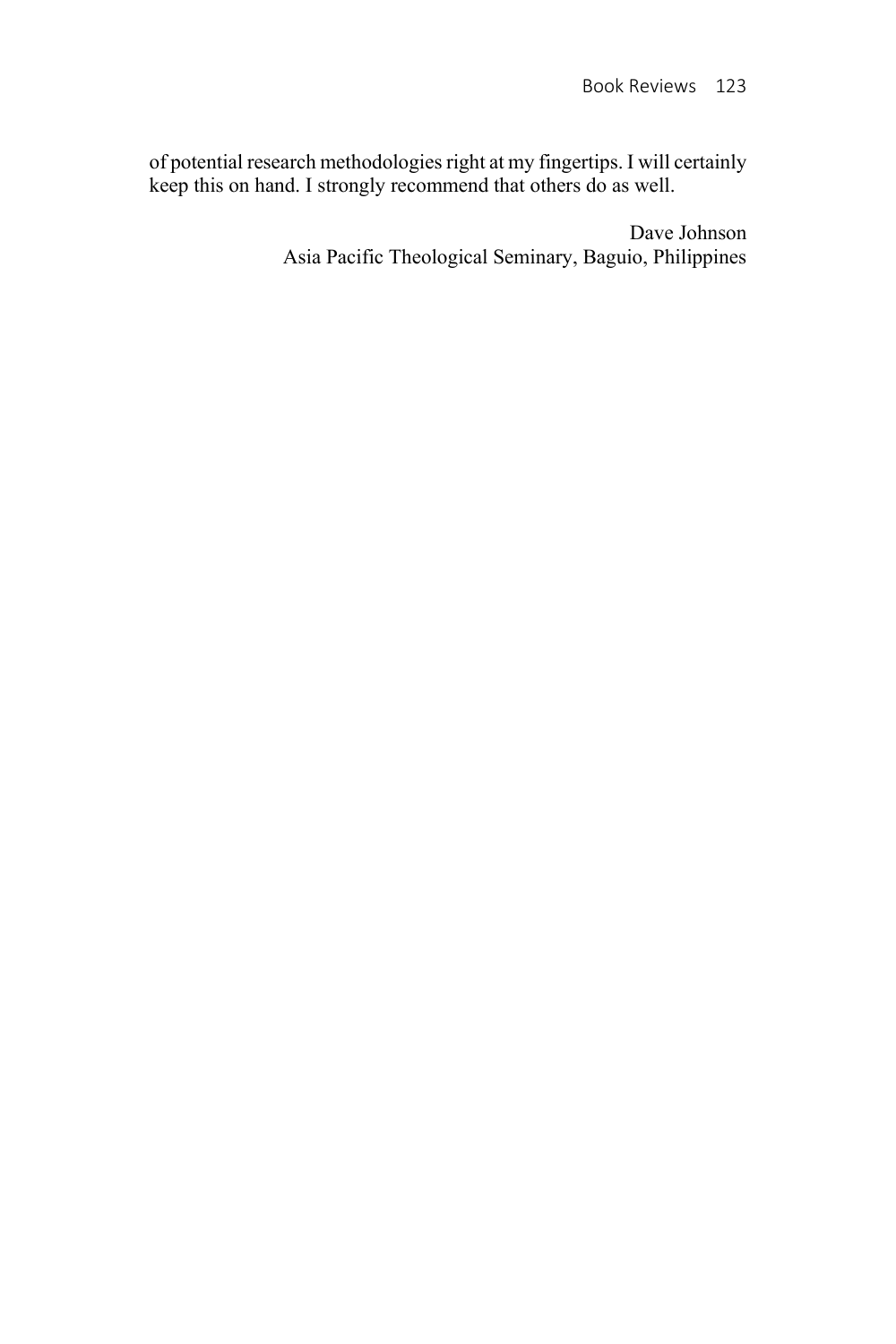of potential research methodologies right at my fingertips. I will certainly keep this on hand. I strongly recommend that others do as well.

Dave Johnson  
Asia Pacific Theological Seminary, Baguio, Philippines